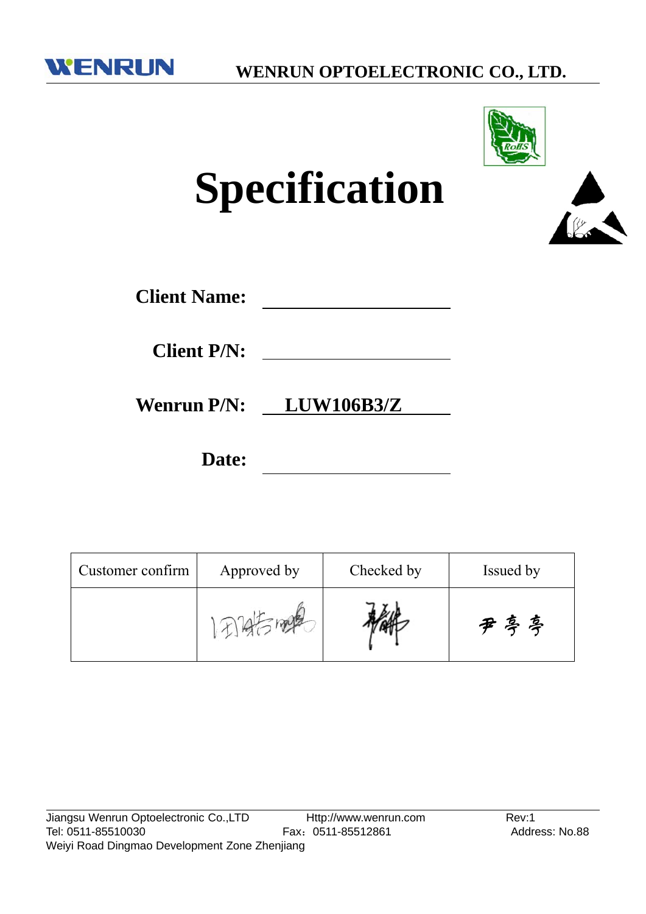WENRUN OPTOELECTRONIC CO., LTD.

# Specification

**Client Name:** \_\_\_\_\_\_\_\_\_\_\_\_\_\_\_\_\_\_\_\_

**Client P/N:** \_\_\_\_\_\_\_\_\_\_\_\_\_\_\_\_\_\_\_\_

**Wenrun P/N:** **LUW106B3/Z**

**Date:** \_\_\_\_\_\_\_\_\_\_\_\_\_\_\_\_\_\_\_\_

| Customer confirm | Approved by | Checked by | Issued by |
|---|---|---|---|
| | | | 尹亭亭 |

Jiangsu Wenrun Optoelectronic Co.,LTD　Http://www.wenrun.com　Rev:1
Tel: 0511-85510030　Fax：0511-85512861　Address: No.88 Weiyi Road Dingmao Development Zone Zhenjiang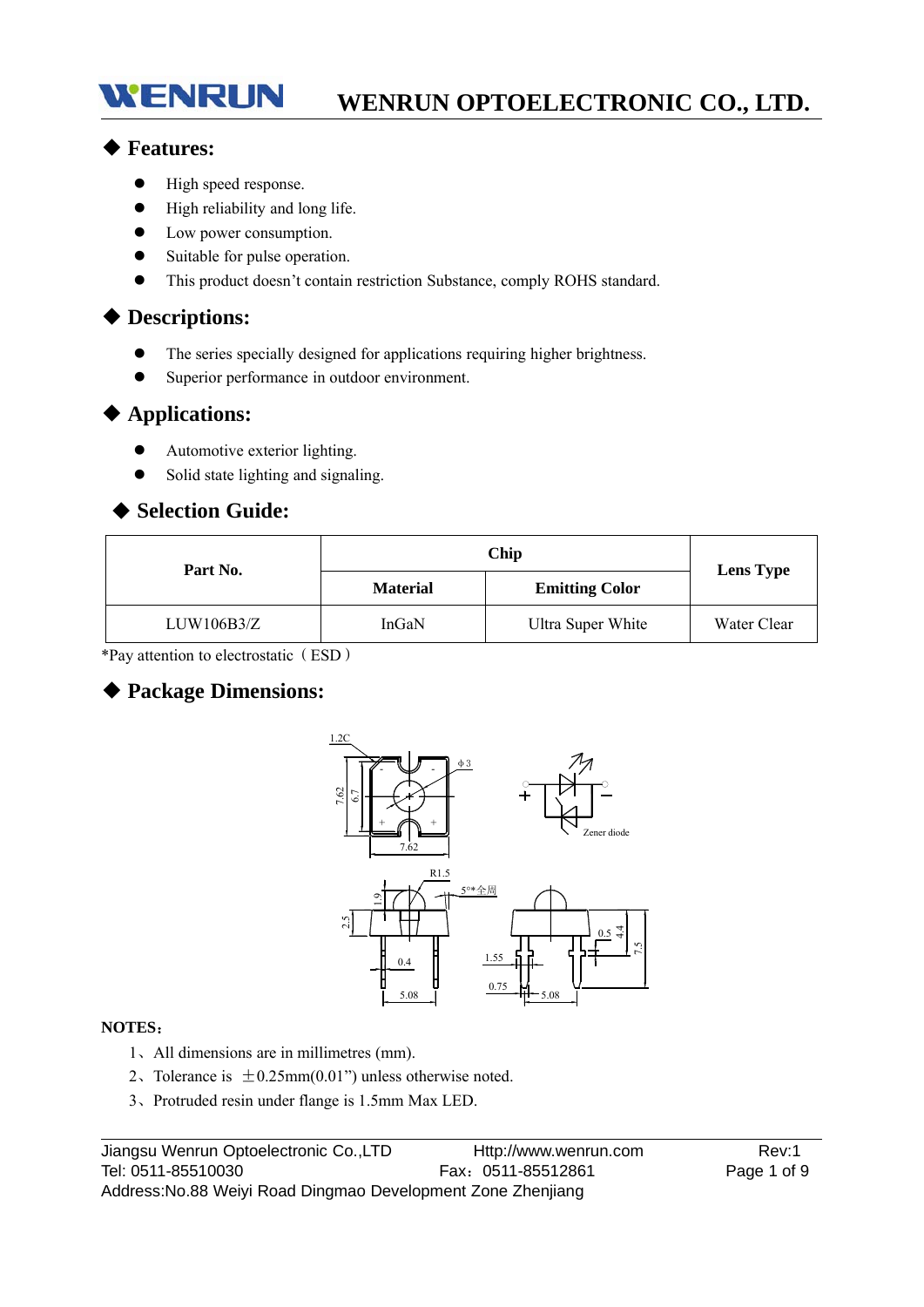## ◆ Features:

- High speed response.
- High reliability and long life.
- Low power consumption.
- Suitable for pulse operation.
- This product doesn't contain restriction Substance, comply ROHS standard.

## ◆ Descriptions:

- The series specially designed for applications requiring higher brightness.
- Superior performance in outdoor environment.

## ◆ Applications:

- Automotive exterior lighting.
- Solid state lighting and signaling.

## ◆ Selection Guide:

| Part No. | Chip | | Lens Type |
|---|---|---|---|
| | **Material** | **Emitting Color** | |
| LUW106B3/Z | InGaN | Ultra Super White | Water Clear |

*Pay attention to electrostatic（ESD）

## ◆ Package Dimensions:

**NOTES**：

1、All dimensions are in millimetres (mm).

2、Tolerance is ±0.25mm(0.01") unless otherwise noted.

3、Protruded resin under flange is 1.5mm Max LED.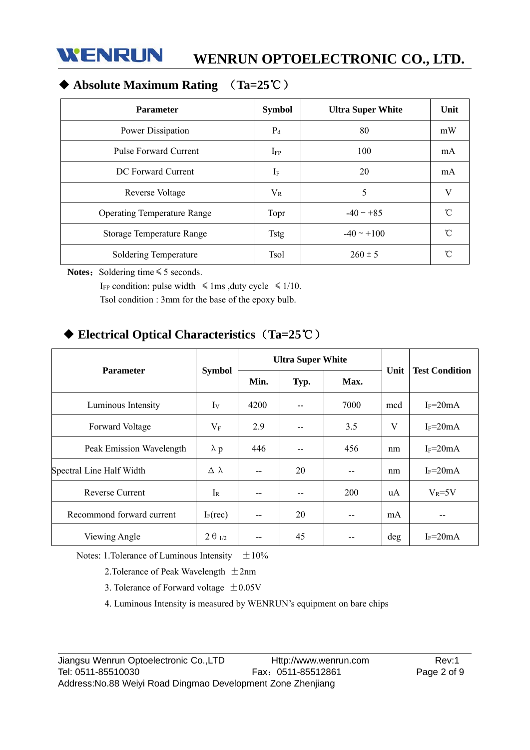## ◆ Absolute Maximum Rating （Ta=25℃）

| Parameter | Symbol | Ultra Super White | Unit |
|---|---|---|---|
| Power Dissipation | $P_d$ | 80 | mW |
| Pulse Forward Current | $I_{FP}$ | 100 | mA |
| DC Forward Current | $I_F$ | 20 | mA |
| Reverse Voltage | $V_R$ | 5 | V |
| Operating Temperature Range | Topr | -40 ~ +85 | ℃ |
| Storage Temperature Range | Tstg | -40 ~ +100 | ℃ |
| Soldering Temperature | Tsol | 260 ± 5 | ℃ |

**Notes:** Soldering time ≤ 5 seconds.

$I_{FP}$ condition: pulse width ≤ 1ms ,duty cycle ≤ 1/10.

Tsol condition : 3mm for the base of the epoxy bulb.

## ◆ Electrical Optical Characteristics（Ta=25℃）

| Parameter | Symbol | Ultra Super White | | | Unit | Test Condition |
|---|---|---|---|---|---|---|
| | | Min. | Typ. | Max. | | |
| Luminous Intensity | $I_V$ | 4200 | -- | 7000 | mcd | $I_F$=20mA |
| Forward Voltage | $V_F$ | 2.9 | -- | 3.5 | V | $I_F$=20mA |
| Peak Emission Wavelength | $\lambda p$ | 446 | -- | 456 | nm | $I_F$=20mA |
| Spectral Line Half Width | $\Delta\lambda$ | -- | 20 | -- | nm | $I_F$=20mA |
| Reverse Current | $I_R$ | -- | -- | 200 | uA | $V_R$=5V |
| Recommond forward current | $I_F$(rec) | -- | 20 | -- | mA | -- |
| Viewing Angle | $2\theta_{1/2}$ | -- | 45 | -- | deg | $I_F$=20mA |

Notes: 1.Tolerance of Luminous Intensity ±10%

2.Tolerance of Peak Wavelength ±2nm

3. Tolerance of Forward voltage ±0.05V

4. Luminous Intensity is measured by WENRUN's equipment on bare chips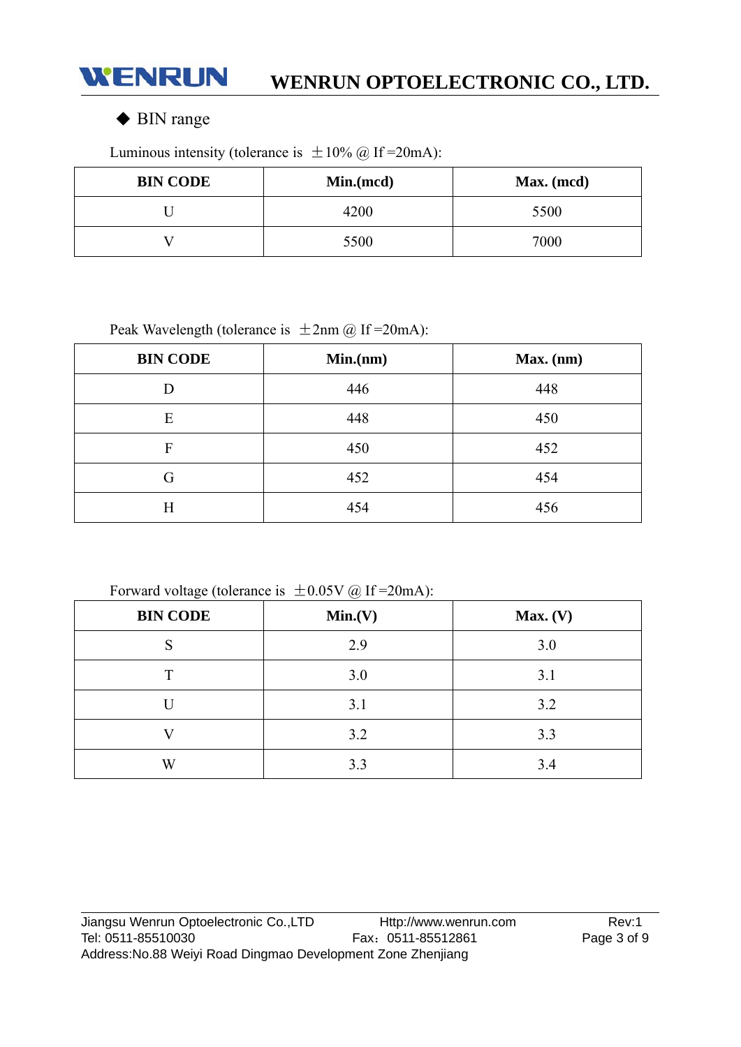◆ BIN range

Luminous intensity (tolerance is ±10% @ If =20mA):

| BIN CODE | Min.(mcd) | Max. (mcd) |
|---|---|---|
| U | 4200 | 5500 |
| V | 5500 | 7000 |

Peak Wavelength (tolerance is ±2nm @ If =20mA):

| BIN CODE | Min.(nm) | Max. (nm) |
|---|---|---|
| D | 446 | 448 |
| E | 448 | 450 |
| F | 450 | 452 |
| G | 452 | 454 |
| H | 454 | 456 |

Forward voltage (tolerance is ±0.05V @ If =20mA):

| BIN CODE | Min.(V) | Max. (V) |
|---|---|---|
| S | 2.9 | 3.0 |
| T | 3.0 | 3.1 |
| U | 3.1 | 3.2 |
| V | 3.2 | 3.3 |
| W | 3.3 | 3.4 |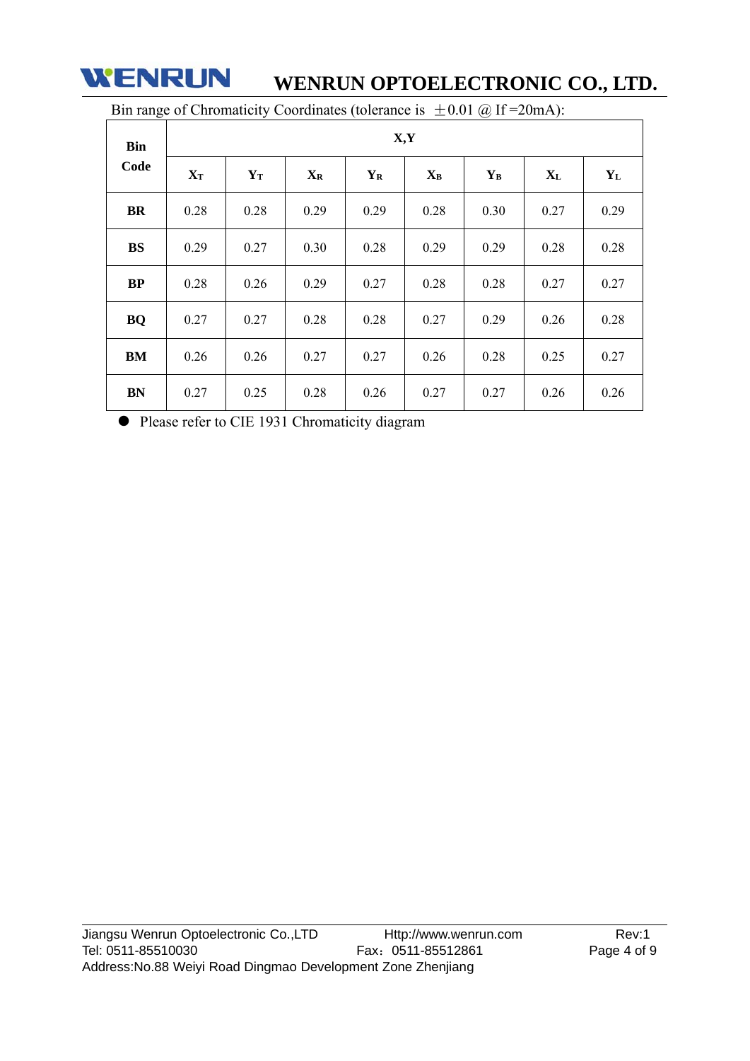Bin range of Chromaticity Coordinates (tolerance is ±0.01 @ If =20mA):

| Bin Code | X,Y | | | | | | | |
|---|---|---|---|---|---|---|---|---|
| | $X_T$ | $Y_T$ | $X_R$ | $Y_R$ | $X_B$ | $Y_B$ | $X_L$ | $Y_L$ |
| **BR** | 0.28 | 0.28 | 0.29 | 0.29 | 0.28 | 0.30 | 0.27 | 0.29 |
| **BS** | 0.29 | 0.27 | 0.30 | 0.28 | 0.29 | 0.29 | 0.28 | 0.28 |
| **BP** | 0.28 | 0.26 | 0.29 | 0.27 | 0.28 | 0.28 | 0.27 | 0.27 |
| **BQ** | 0.27 | 0.27 | 0.28 | 0.28 | 0.27 | 0.29 | 0.26 | 0.28 |
| **BM** | 0.26 | 0.26 | 0.27 | 0.27 | 0.26 | 0.28 | 0.25 | 0.27 |
| **BN** | 0.27 | 0.25 | 0.28 | 0.26 | 0.27 | 0.27 | 0.26 | 0.26 |

- Please refer to CIE 1931 Chromaticity diagram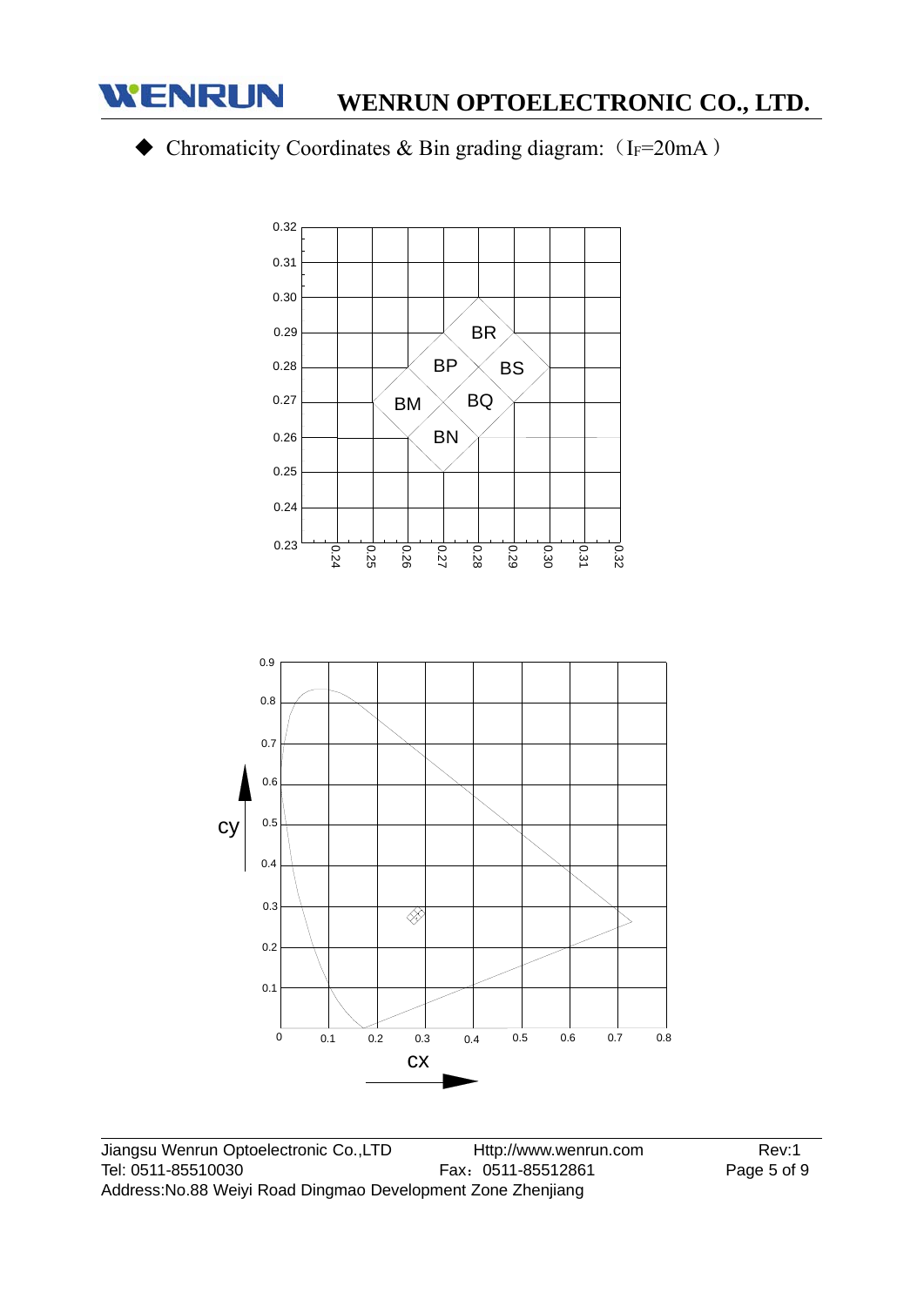◆ Chromaticity Coordinates & Bin grading diagram: （$I_F$=20mA）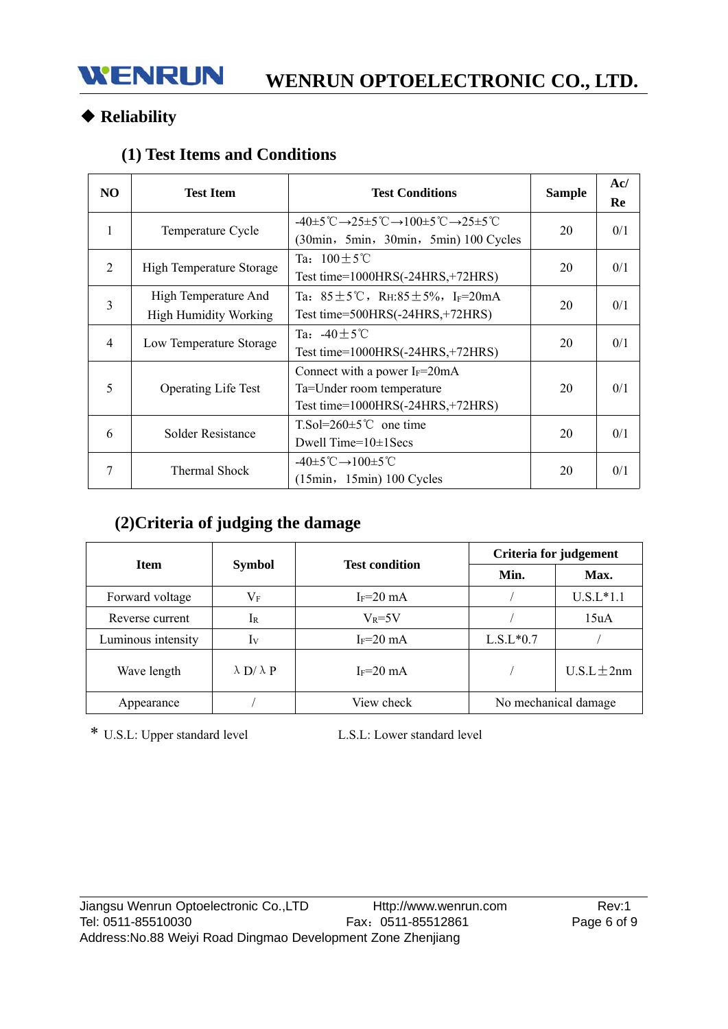## ◆ Reliability

### (1) Test Items and Conditions

| NO | Test Item | Test Conditions | Sample | Ac/ Re |
|---|---|---|---|---|
| 1 | Temperature Cycle | -40±5℃→25±5℃→100±5℃→25±5℃ (30min，5min，30min，5min) 100 Cycles | 20 | 0/1 |
| 2 | High Temperature Storage | Ta：100±5℃ Test time=1000HRS(-24HRS,+72HRS) | 20 | 0/1 |
| 3 | High Temperature And High Humidity Working | Ta：85±5℃，RH:85±5%，$I_F$=20mA Test time=500HRS(-24HRS,+72HRS) | 20 | 0/1 |
| 4 | Low Temperature Storage | Ta：-40±5℃ Test time=1000HRS(-24HRS,+72HRS) | 20 | 0/1 |
| 5 | Operating Life Test | Connect with a power $I_F$=20mA Ta=Under room temperature Test time=1000HRS(-24HRS,+72HRS) | 20 | 0/1 |
| 6 | Solder Resistance | T.Sol=260±5℃ one time Dwell Time=10±1Secs | 20 | 0/1 |
| 7 | Thermal Shock | -40±5℃→100±5℃ (15min，15min) 100 Cycles | 20 | 0/1 |

### (2)Criteria of judging the damage

| Item | Symbol | Test condition | Criteria for judgement | |
|---|---|---|---|---|
| | | | Min. | Max. |
| Forward voltage | $V_F$ | $I_F$=20 mA | / | U.S.L*1.1 |
| Reverse current | $I_R$ | $V_R$=5V | / | 15uA |
| Luminous intensity | $I_V$ | $I_F$=20 mA | L.S.L*0.7 | / |
| Wave length | λD/λP | $I_F$=20 mA | / | U.S.L±2nm |
| Appearance | / | View check | No mechanical damage | |

\* U.S.L: Upper standard level L.S.L: Lower standard level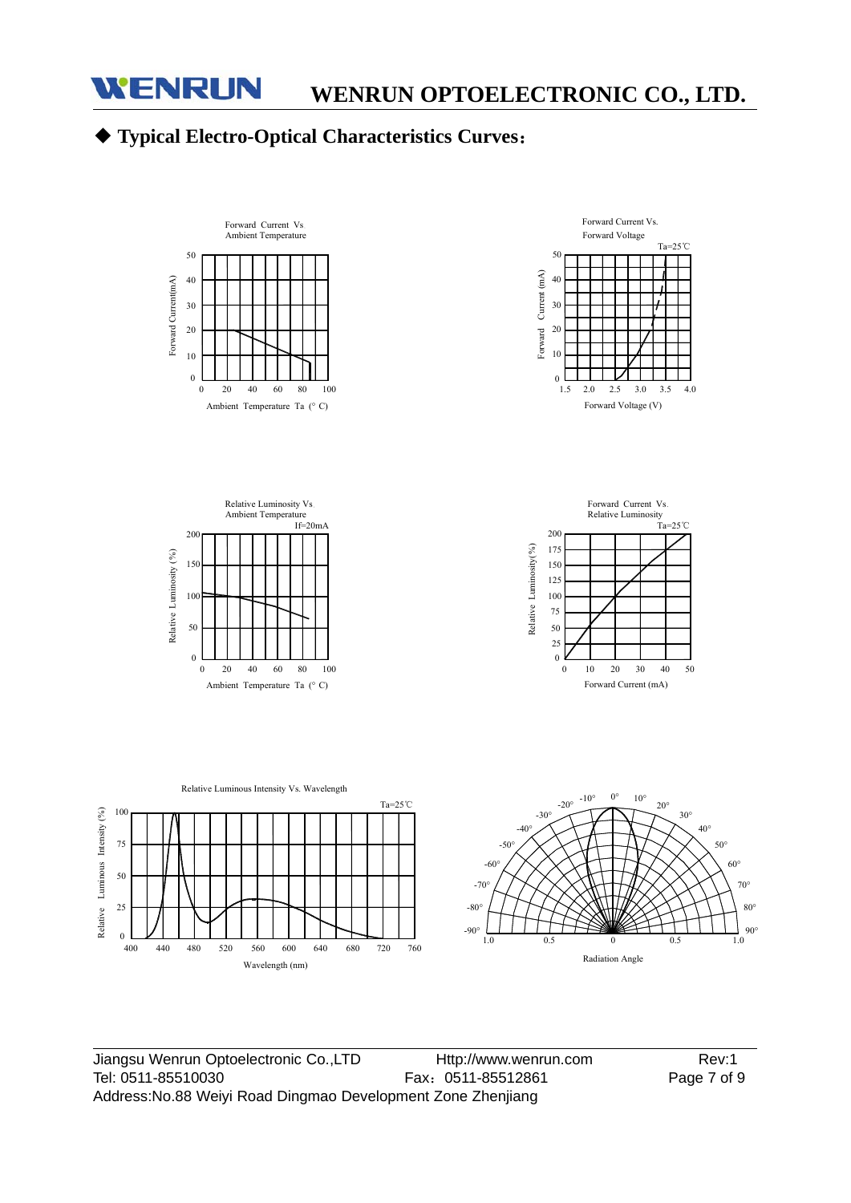## ◆ Typical Electro-Optical Characteristics Curves：

Forward Current Vs Ambient Temperature

Forward Current Vs. Forward Voltage

Ta=25℃

Relative Luminosity Vs Ambient Temperature

If=20mA

Forward Current Vs. Relative Luminosity

Ta=25℃

Relative Luminous Intensity Vs. Wavelength

Ta=25℃

Radiation Angle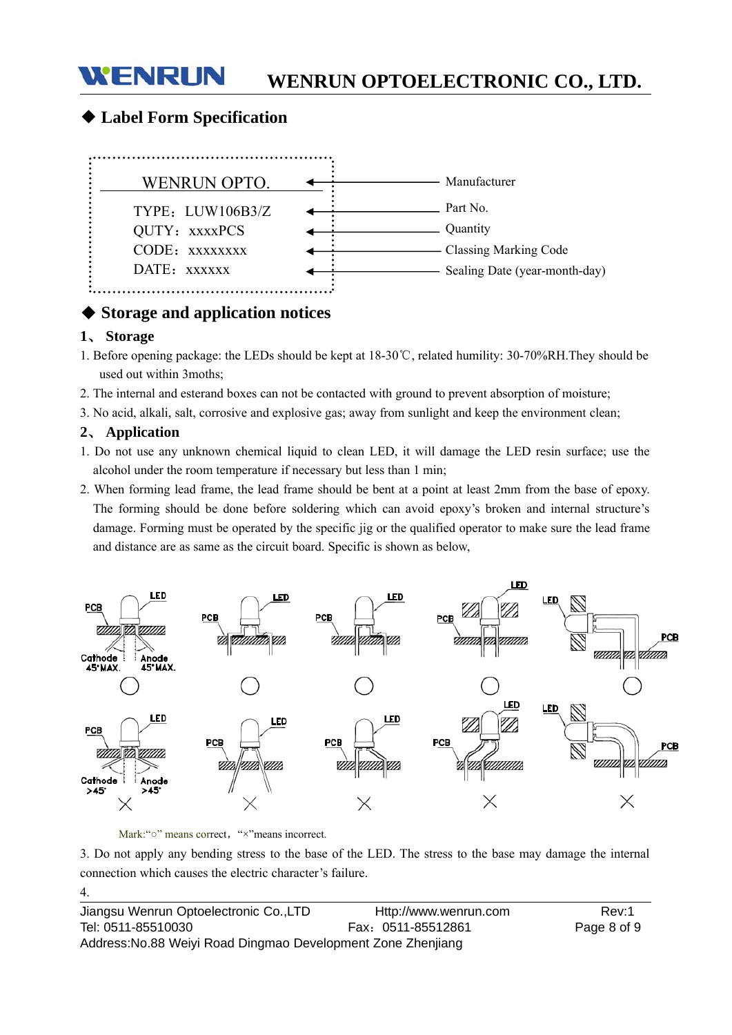## ◆ Label Form Specification

| Label | Field |
|---|---|
| WENRUN OPTO. | Manufacturer |
| TYPE：LUW106B3/Z | Part No. |
| QUTY：xxxxPCS | Quantity |
| CODE：xxxxxxxx | Classing Marking Code |
| DATE：xxxxxx | Sealing Date (year-month-day) |

## ◆ Storage and application notices

### 1、 Storage

1. Before opening package: the LEDs should be kept at 18-30℃, related humility: 30-70%RH.They should be used out within 3moths;
2. The internal and esterand boxes can not be contacted with ground to prevent absorption of moisture;
3. No acid, alkali, salt, corrosive and explosive gas; away from sunlight and keep the environment clean;

### 2、 Application

1. Do not use any unknown chemical liquid to clean LED, it will damage the LED resin surface; use the alcohol under the room temperature if necessary but less than 1 min;
2. When forming lead frame, the lead frame should be bent at a point at least 2mm from the base of epoxy. The forming should be done before soldering which can avoid epoxy's broken and internal structure's damage. Forming must be operated by the specific jig or the qualified operator to make sure the lead frame and distance are as same as the circuit board. Specific is shown as below,

Mark:"○" means correct, "×"means incorrect.

3. Do not apply any bending stress to the base of the LED. The stress to the base may damage the internal connection which causes the electric character's failure.

4.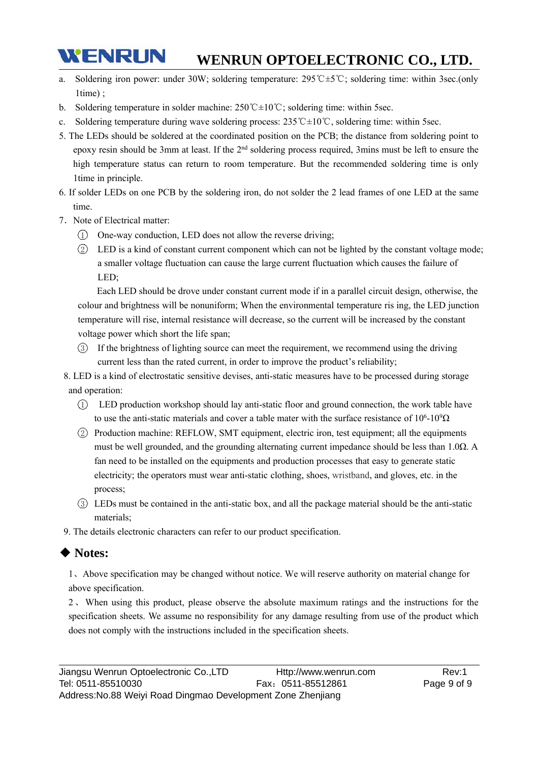a. Soldering iron power: under 30W; soldering temperature: 295℃±5℃; soldering time: within 3sec.(only 1time) ;

b. Soldering temperature in solder machine: 250℃±10℃; soldering time: within 5sec.

c. Soldering temperature during wave soldering process: 235℃±10℃, soldering time: within 5sec.

5. The LEDs should be soldered at the coordinated position on the PCB; the distance from soldering point to epoxy resin should be 3mm at least. If the 2nd soldering process required, 3mins must be left to ensure the high temperature status can return to room temperature. But the recommended soldering time is only 1time in principle.

6. If solder LEDs on one PCB by the soldering iron, do not solder the 2 lead frames of one LED at the same time.

7. Note of Electrical matter:

① One-way conduction, LED does not allow the reverse driving;

② LED is a kind of constant current component which can not be lighted by the constant voltage mode; a smaller voltage fluctuation can cause the large current fluctuation which causes the failure of LED;

Each LED should be drove under constant current mode if in a parallel circuit design, otherwise, the colour and brightness will be nonuniform; When the environmental temperature ris ing, the LED junction temperature will rise, internal resistance will decrease, so the current will be increased by the constant voltage power which short the life span;

③ If the brightness of lighting source can meet the requirement, we recommend using the driving current less than the rated current, in order to improve the product's reliability;

8. LED is a kind of electrostatic sensitive devises, anti-static measures have to be processed during storage and operation:

① LED production workshop should lay anti-static floor and ground connection, the work table have to use the anti-static materials and cover a table mater with the surface resistance of $10^6$-$10^9$Ω

② Production machine: REFLOW, SMT equipment, electric iron, test equipment; all the equipments must be well grounded, and the grounding alternating current impedance should be less than 1.0Ω. A fan need to be installed on the equipments and production processes that easy to generate static electricity; the operators must wear anti-static clothing, shoes, wristband, and gloves, etc. in the process;

③ LEDs must be contained in the anti-static box, and all the package material should be the anti-static materials;

9. The details electronic characters can refer to our product specification.

## ◆ Notes:

1、Above specification may be changed without notice. We will reserve authority on material change for above specification.

2、When using this product, please observe the absolute maximum ratings and the instructions for the specification sheets. We assume no responsibility for any damage resulting from use of the product which does not comply with the instructions included in the specification sheets.